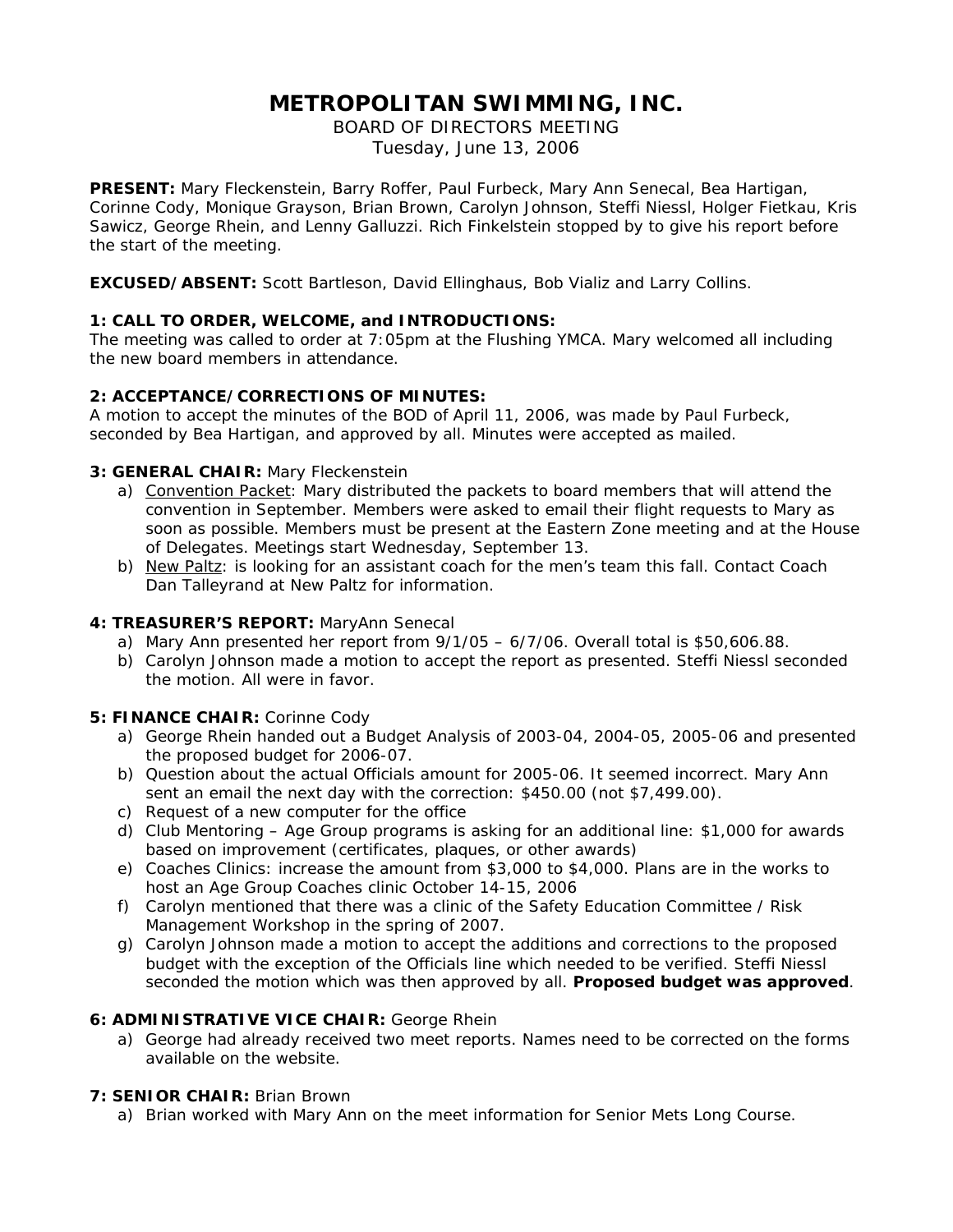# METROPOLITAN SWIMMING, INC.

BOARD OF DIRECTORS MEETING
Tuesday, June 13, 2006

**PRESENT:** Mary Fleckenstein, Barry Roffer, Paul Furbeck, Mary Ann Senecal, Bea Hartigan, Corinne Cody, Monique Grayson, Brian Brown, Carolyn Johnson, Steffi Niessl, Holger Fietkau, Kris Sawicz, George Rhein, and Lenny Galluzzi. Rich Finkelstein stopped by to give his report before the start of the meeting.

**EXCUSED/ABSENT:** Scott Bartleson, David Ellinghaus, Bob Vializ and Larry Collins.

### 1: CALL TO ORDER, WELCOME, and INTRODUCTIONS:

The meeting was called to order at 7:05pm at the Flushing YMCA. Mary welcomed all including the new board members in attendance.

### 2: ACCEPTANCE/CORRECTIONS OF MINUTES:

A motion to accept the minutes of the BOD of April 11, 2006, was made by Paul Furbeck, seconded by Bea Hartigan, and approved by all. Minutes were accepted as mailed.

### 3: GENERAL CHAIR: Mary Fleckenstein

a) Convention Packet: Mary distributed the packets to board members that will attend the convention in September. Members were asked to email their flight requests to Mary as soon as possible. Members must be present at the Eastern Zone meeting and at the House of Delegates. Meetings start Wednesday, September 13.
b) New Paltz: is looking for an assistant coach for the men's team this fall. Contact Coach Dan Talleyrand at New Paltz for information.

### 4: TREASURER'S REPORT: MaryAnn Senecal

a) Mary Ann presented her report from 9/1/05 – 6/7/06. Overall total is $50,606.88.
b) Carolyn Johnson made a motion to accept the report as presented. Steffi Niessl seconded the motion. All were in favor.

### 5: FINANCE CHAIR: Corinne Cody

a) George Rhein handed out a Budget Analysis of 2003-04, 2004-05, 2005-06 and presented the proposed budget for 2006-07.
b) Question about the actual Officials amount for 2005-06. It seemed incorrect. Mary Ann sent an email the next day with the correction: $450.00 (not $7,499.00).
c) Request of a new computer for the office
d) Club Mentoring – Age Group programs is asking for an additional line: $1,000 for awards based on improvement (certificates, plaques, or other awards)
e) Coaches Clinics: increase the amount from $3,000 to $4,000. Plans are in the works to host an Age Group Coaches clinic October 14-15, 2006
f) Carolyn mentioned that there was a clinic of the Safety Education Committee / Risk Management Workshop in the spring of 2007.
g) Carolyn Johnson made a motion to accept the additions and corrections to the proposed budget with the exception of the Officials line which needed to be verified. Steffi Niessl seconded the motion which was then approved by all. **Proposed budget was approved**.

### 6: ADMINISTRATIVE VICE CHAIR: George Rhein

a) George had already received two meet reports. Names need to be corrected on the forms available on the website.

### 7: SENIOR CHAIR: Brian Brown

a) Brian worked with Mary Ann on the meet information for Senior Mets Long Course.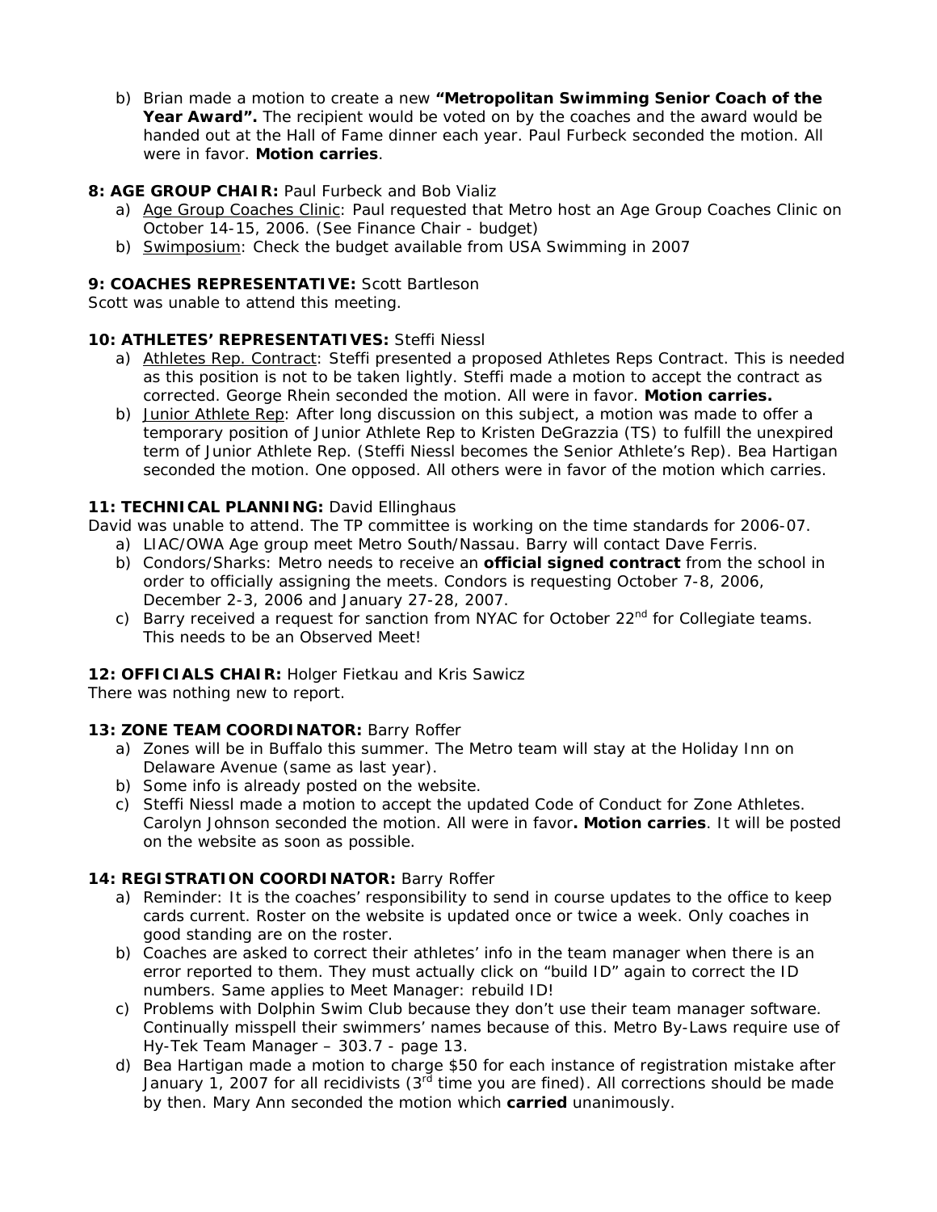b) Brian made a motion to create a new **"Metropolitan Swimming Senior Coach of the Year Award".** The recipient would be voted on by the coaches and the award would be handed out at the Hall of Fame dinner each year. Paul Furbeck seconded the motion. All were in favor. **Motion carries**.

**8: AGE GROUP CHAIR:** Paul Furbeck and Bob Vializ

a) Age Group Coaches Clinic: Paul requested that Metro host an Age Group Coaches Clinic on October 14-15, 2006. (See Finance Chair - budget)
b) Swimposium: Check the budget available from USA Swimming in 2007

**9: COACHES REPRESENTATIVE:** Scott Bartleson

Scott was unable to attend this meeting.

**10: ATHLETES' REPRESENTATIVES:** Steffi Niessl

a) Athletes Rep. Contract: Steffi presented a proposed Athletes Reps Contract. This is needed as this position is not to be taken lightly. Steffi made a motion to accept the contract as corrected. George Rhein seconded the motion. All were in favor. **Motion carries.**
b) Junior Athlete Rep: After long discussion on this subject, a motion was made to offer a temporary position of Junior Athlete Rep to Kristen DeGrazzia (TS) to fulfill the unexpired term of Junior Athlete Rep. (Steffi Niessl becomes the Senior Athlete's Rep). Bea Hartigan seconded the motion. One opposed. All others were in favor of the motion which carries.

**11: TECHNICAL PLANNING:** David Ellinghaus

David was unable to attend. The TP committee is working on the time standards for 2006-07.

a) LIAC/OWA Age group meet Metro South/Nassau. Barry will contact Dave Ferris.
b) Condors/Sharks: Metro needs to receive an **official signed contract** from the school in order to officially assigning the meets. Condors is requesting October 7-8, 2006, December 2-3, 2006 and January 27-28, 2007.
c) Barry received a request for sanction from NYAC for October 22nd for Collegiate teams. This needs to be an Observed Meet!

**12: OFFICIALS CHAIR:** Holger Fietkau and Kris Sawicz

There was nothing new to report.

**13: ZONE TEAM COORDINATOR:** Barry Roffer

a) Zones will be in Buffalo this summer. The Metro team will stay at the Holiday Inn on Delaware Avenue (same as last year).
b) Some info is already posted on the website.
c) Steffi Niessl made a motion to accept the updated Code of Conduct for Zone Athletes. Carolyn Johnson seconded the motion. All were in favor**. Motion carries**. It will be posted on the website as soon as possible.

**14: REGISTRATION COORDINATOR:** Barry Roffer

a) Reminder: It is the coaches' responsibility to send in course updates to the office to keep cards current. Roster on the website is updated once or twice a week. Only coaches in good standing are on the roster.
b) Coaches are asked to correct their athletes' info in the team manager when there is an error reported to them. They must actually click on "build ID" again to correct the ID numbers. Same applies to Meet Manager: rebuild ID!
c) Problems with Dolphin Swim Club because they don't use their team manager software. Continually misspell their swimmers' names because of this. Metro By-Laws require use of Hy-Tek Team Manager – 303.7 - page 13.
d) Bea Hartigan made a motion to charge $50 for each instance of registration mistake after January 1, 2007 for all recidivists (3rd time you are fined). All corrections should be made by then. Mary Ann seconded the motion which **carried** unanimously.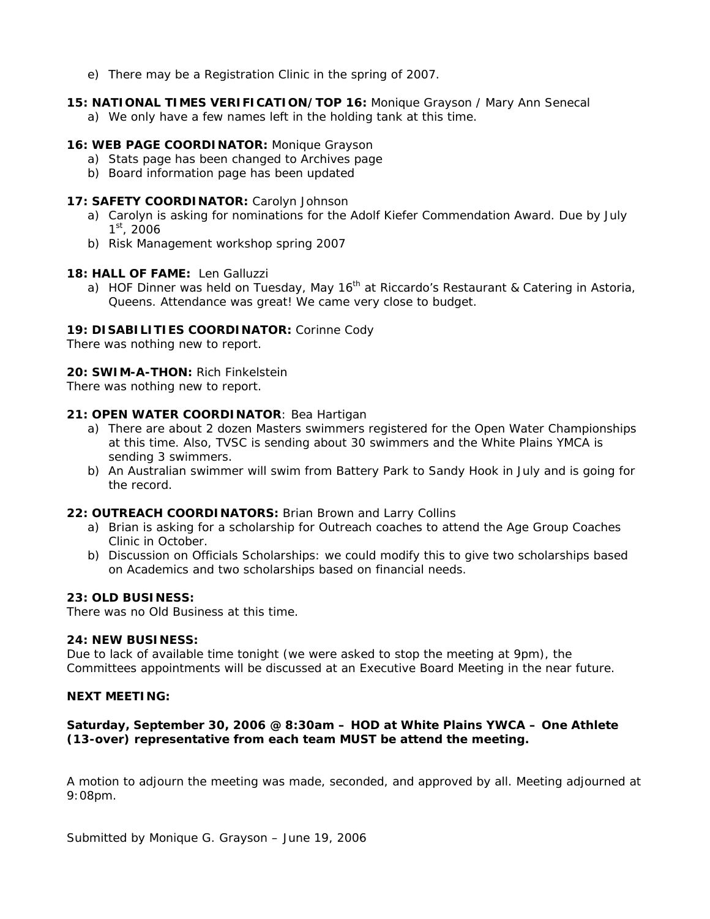e) There may be a Registration Clinic in the spring of 2007.

**15: NATIONAL TIMES VERIFICATION/TOP 16:** Monique Grayson / Mary Ann Senecal

a) We only have a few names left in the holding tank at this time.

**16: WEB PAGE COORDINATOR:** Monique Grayson

a) Stats page has been changed to Archives page
b) Board information page has been updated

**17: SAFETY COORDINATOR:** Carolyn Johnson

a) Carolyn is asking for nominations for the Adolf Kiefer Commendation Award. Due by July 1st, 2006
b) Risk Management workshop spring 2007

**18: HALL OF FAME:** Len Galluzzi

a) HOF Dinner was held on Tuesday, May 16th at Riccardo's Restaurant & Catering in Astoria, Queens. Attendance was great! We came very close to budget.

**19: DISABILITIES COORDINATOR:** Corinne Cody

There was nothing new to report.

**20: SWIM-A-THON:** Rich Finkelstein

There was nothing new to report.

**21: OPEN WATER COORDINATOR**: Bea Hartigan

a) There are about 2 dozen Masters swimmers registered for the Open Water Championships at this time. Also, TVSC is sending about 30 swimmers and the White Plains YMCA is sending 3 swimmers.
b) An Australian swimmer will swim from Battery Park to Sandy Hook in July and is going for the record.

**22: OUTREACH COORDINATORS:** Brian Brown and Larry Collins

a) Brian is asking for a scholarship for Outreach coaches to attend the Age Group Coaches Clinic in October.
b) Discussion on Officials Scholarships: we could modify this to give two scholarships based on Academics and two scholarships based on financial needs.

**23: OLD BUSINESS:**

There was no Old Business at this time.

**24: NEW BUSINESS:**

Due to lack of available time tonight (we were asked to stop the meeting at 9pm), the Committees appointments will be discussed at an Executive Board Meeting in the near future.

**NEXT MEETING:**

**Saturday, September 30, 2006 @ 8:30am – HOD at White Plains YWCA – One Athlete (13-over) representative from each team MUST be attend the meeting.**

A motion to adjourn the meeting was made, seconded, and approved by all. Meeting adjourned at 9:08pm.

Submitted by Monique G. Grayson – June 19, 2006